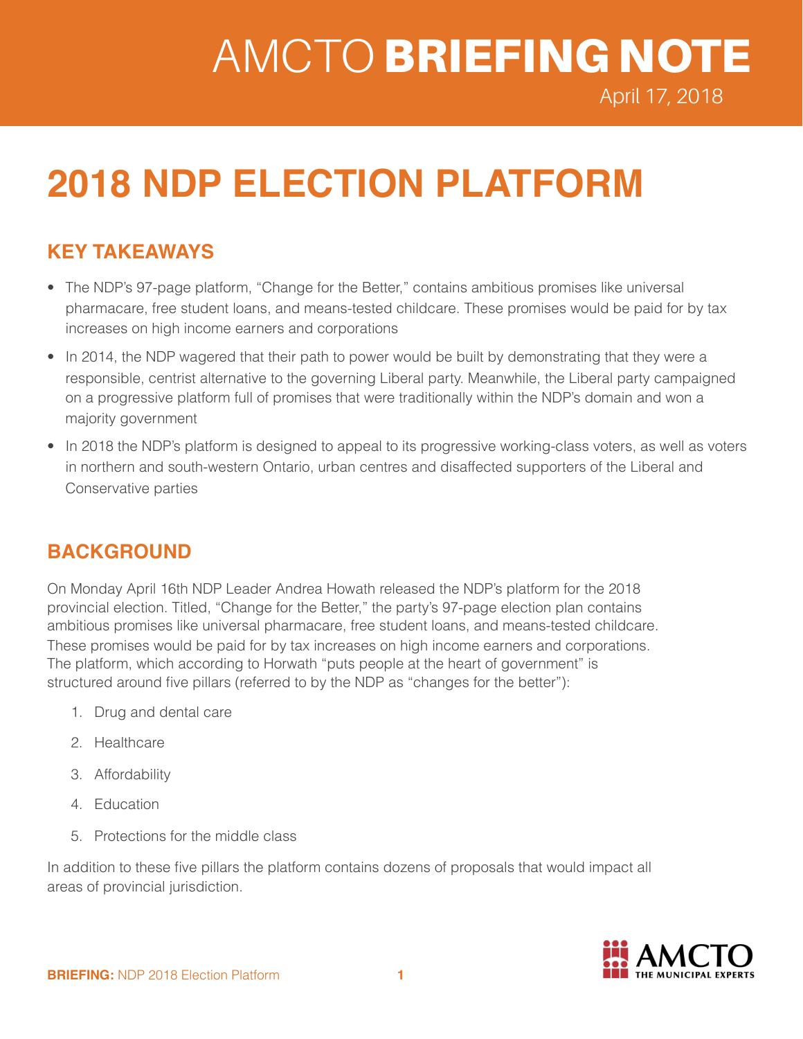# AMCTO BRIEFING NOTE

April 17, 2018

# 2018 NDP ELECTION PLATFORM

## KEY TAKEAWAYS

- The NDP's 97-page platform, "Change for the Better," contains ambitious promises like universal pharmacare, free student loans, and means-tested childcare. These promises would be paid for by tax increases on high income earners and corporations
- In 2014, the NDP wagered that their path to power would be built by demonstrating that they were a responsible, centrist alternative to the governing Liberal party. Meanwhile, the Liberal party campaigned on a progressive platform full of promises that were traditionally within the NDP's domain and won a majority government
- In 2018 the NDP's platform is designed to appeal to its progressive working-class voters, as well as voters in northern and south-western Ontario, urban centres and disaffected supporters of the Liberal and Conservative parties

## BACKGROUND

On Monday April 16th NDP Leader Andrea Howath released the NDP's platform for the 2018 provincial election. Titled, "Change for the Better," the party's 97-page election plan contains ambitious promises like universal pharmacare, free student loans, and means-tested childcare. These promises would be paid for by tax increases on high income earners and corporations. The platform, which according to Horwath "puts people at the heart of government" is structured around five pillars (referred to by the NDP as "changes for the better"):

1. Drug and dental care
2. Healthcare
3. Affordability
4. Education
5. Protections for the middle class

In addition to these five pillars the platform contains dozens of proposals that would impact all areas of provincial jurisdiction.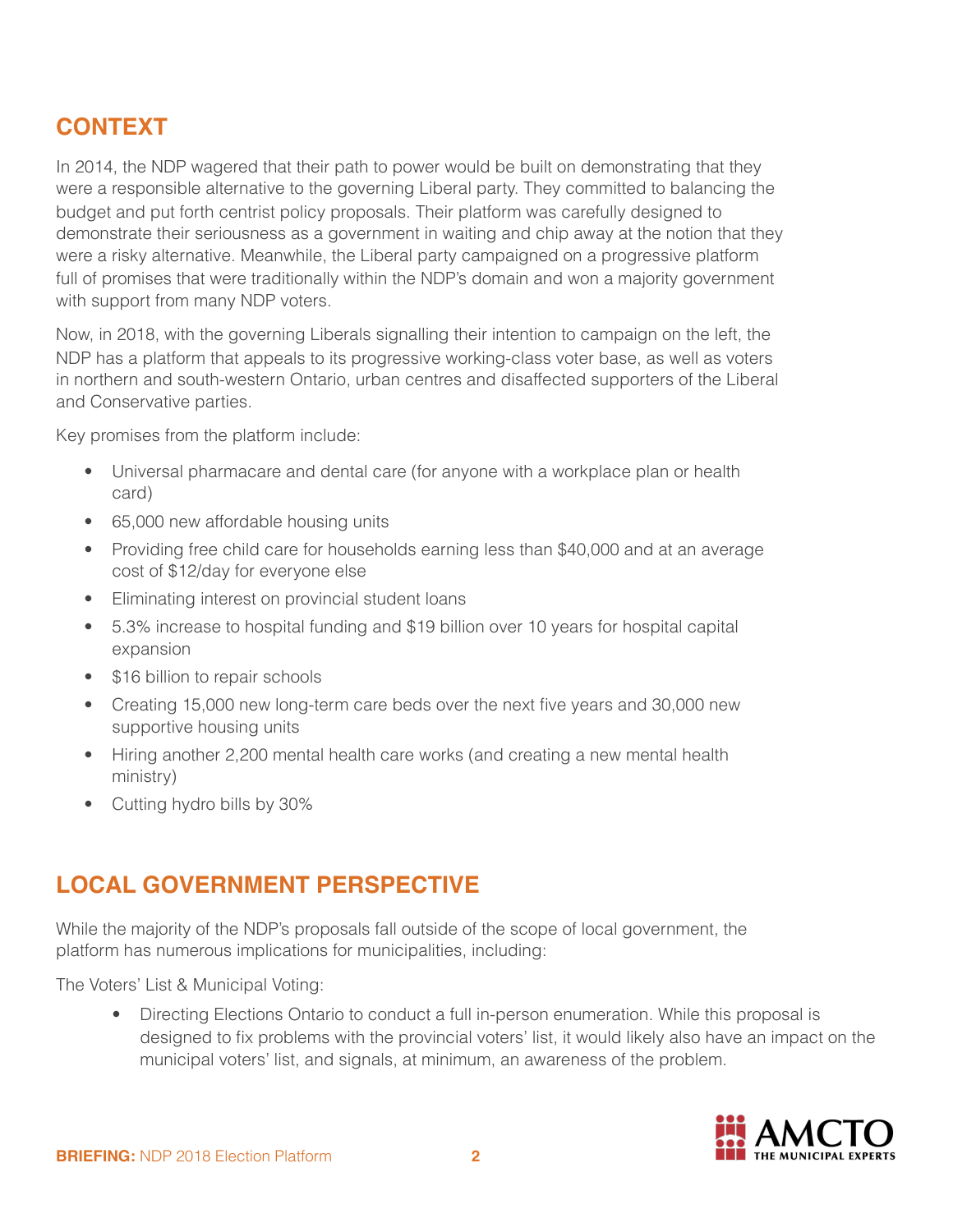## CONTEXT

In 2014, the NDP wagered that their path to power would be built on demonstrating that they were a responsible alternative to the governing Liberal party. They committed to balancing the budget and put forth centrist policy proposals. Their platform was carefully designed to demonstrate their seriousness as a government in waiting and chip away at the notion that they were a risky alternative. Meanwhile, the Liberal party campaigned on a progressive platform full of promises that were traditionally within the NDP's domain and won a majority government with support from many NDP voters.

Now, in 2018, with the governing Liberals signalling their intention to campaign on the left, the NDP has a platform that appeals to its progressive working-class voter base, as well as voters in northern and south-western Ontario, urban centres and disaffected supporters of the Liberal and Conservative parties.

Key promises from the platform include:

- Universal pharmacare and dental care (for anyone with a workplace plan or health card)
- 65,000 new affordable housing units
- Providing free child care for households earning less than $40,000 and at an average cost of $12/day for everyone else
- Eliminating interest on provincial student loans
- 5.3% increase to hospital funding and $19 billion over 10 years for hospital capital expansion
- $16 billion to repair schools
- Creating 15,000 new long-term care beds over the next five years and 30,000 new supportive housing units
- Hiring another 2,200 mental health care works (and creating a new mental health ministry)
- Cutting hydro bills by 30%

## LOCAL GOVERNMENT PERSPECTIVE

While the majority of the NDP's proposals fall outside of the scope of local government, the platform has numerous implications for municipalities, including:

The Voters' List & Municipal Voting:

- Directing Elections Ontario to conduct a full in-person enumeration. While this proposal is designed to fix problems with the provincial voters' list, it would likely also have an impact on the municipal voters' list, and signals, at minimum, an awareness of the problem.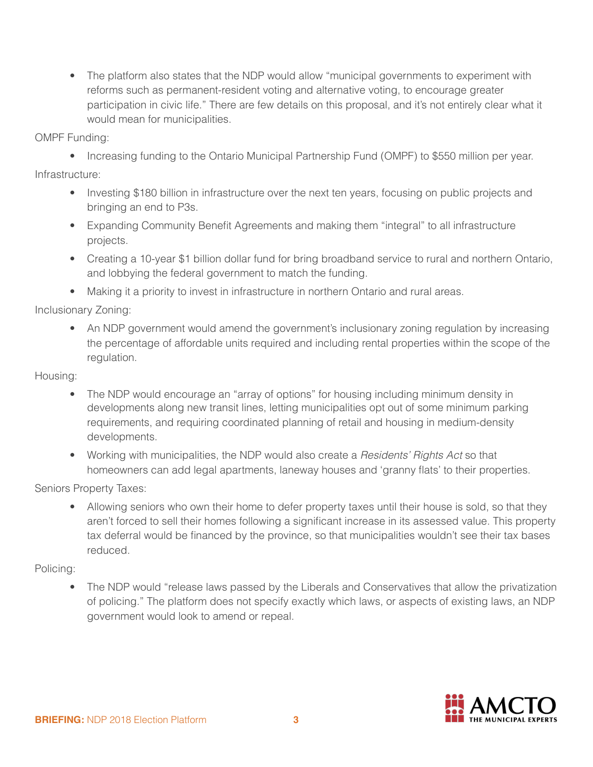- The platform also states that the NDP would allow "municipal governments to experiment with reforms such as permanent-resident voting and alternative voting, to encourage greater participation in civic life." There are few details on this proposal, and it's not entirely clear what it would mean for municipalities.

OMPF Funding:

- Increasing funding to the Ontario Municipal Partnership Fund (OMPF) to $550 million per year.

Infrastructure:

- Investing $180 billion in infrastructure over the next ten years, focusing on public projects and bringing an end to P3s.
- Expanding Community Benefit Agreements and making them "integral" to all infrastructure projects.
- Creating a 10-year $1 billion dollar fund for bring broadband service to rural and northern Ontario, and lobbying the federal government to match the funding.
- Making it a priority to invest in infrastructure in northern Ontario and rural areas.

Inclusionary Zoning:

- An NDP government would amend the government's inclusionary zoning regulation by increasing the percentage of affordable units required and including rental properties within the scope of the regulation.

Housing:

- The NDP would encourage an "array of options" for housing including minimum density in developments along new transit lines, letting municipalities opt out of some minimum parking requirements, and requiring coordinated planning of retail and housing in medium-density developments.
- Working with municipalities, the NDP would also create a *Residents' Rights Act* so that homeowners can add legal apartments, laneway houses and 'granny flats' to their properties.

Seniors Property Taxes:

- Allowing seniors who own their home to defer property taxes until their house is sold, so that they aren't forced to sell their homes following a significant increase in its assessed value. This property tax deferral would be financed by the province, so that municipalities wouldn't see their tax bases reduced.

Policing:

- The NDP would "release laws passed by the Liberals and Conservatives that allow the privatization of policing." The platform does not specify exactly which laws, or aspects of existing laws, an NDP government would look to amend or repeal.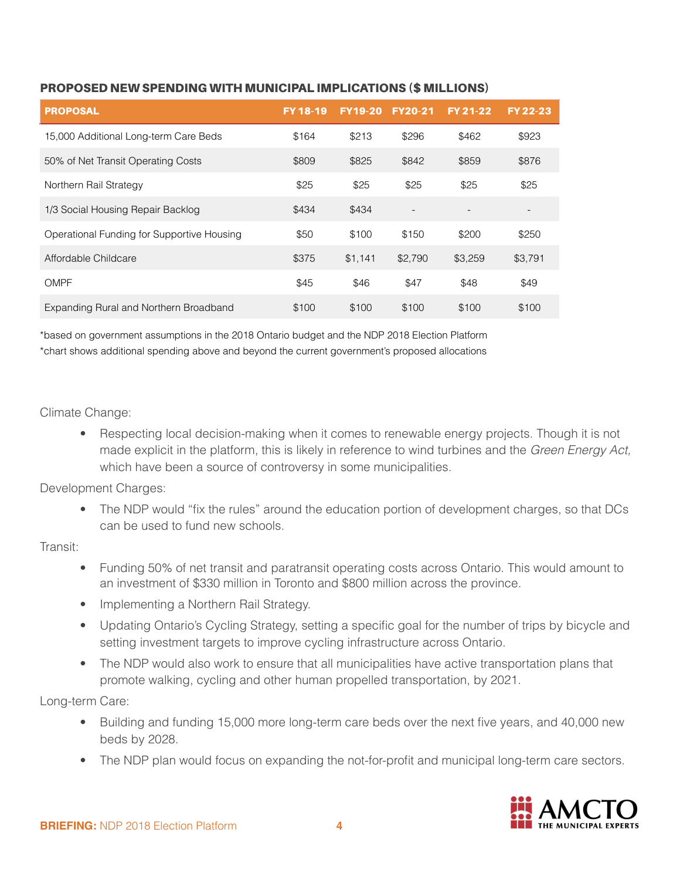**PROPOSED NEW SPENDING WITH MUNICIPAL IMPLICATIONS ($ MILLIONS)**

| PROPOSAL | FY 18-19 | FY19-20 | FY20-21 | FY 21-22 | FY 22-23 |
|---|---|---|---|---|---|
| 15,000 Additional Long-term Care Beds | $164 | $213 | $296 | $462 | $923 |
| 50% of Net Transit Operating Costs | $809 | $825 | $842 | $859 | $876 |
| Northern Rail Strategy | $25 | $25 | $25 | $25 | $25 |
| 1/3 Social Housing Repair Backlog | $434 | $434 | - | - | - |
| Operational Funding for Supportive Housing | $50 | $100 | $150 | $200 | $250 |
| Affordable Childcare | $375 | $1,141 | $2,790 | $3,259 | $3,791 |
| OMPF | $45 | $46 | $47 | $48 | $49 |
| Expanding Rural and Northern Broadband | $100 | $100 | $100 | $100 | $100 |

*based on government assumptions in the 2018 Ontario budget and the NDP 2018 Election Platform
*chart shows additional spending above and beyond the current government's proposed allocations

Climate Change:

- Respecting local decision-making when it comes to renewable energy projects. Though it is not made explicit in the platform, this is likely in reference to wind turbines and the *Green Energy Act,* which have been a source of controversy in some municipalities.

Development Charges:

- The NDP would "fix the rules" around the education portion of development charges, so that DCs can be used to fund new schools.

Transit:

- Funding 50% of net transit and paratransit operating costs across Ontario. This would amount to an investment of $330 million in Toronto and $800 million across the province.
- Implementing a Northern Rail Strategy.
- Updating Ontario's Cycling Strategy, setting a specific goal for the number of trips by bicycle and setting investment targets to improve cycling infrastructure across Ontario.
- The NDP would also work to ensure that all municipalities have active transportation plans that promote walking, cycling and other human propelled transportation, by 2021.

Long-term Care:

- Building and funding 15,000 more long-term care beds over the next five years, and 40,000 new beds by 2028.
- The NDP plan would focus on expanding the not-for-profit and municipal long-term care sectors.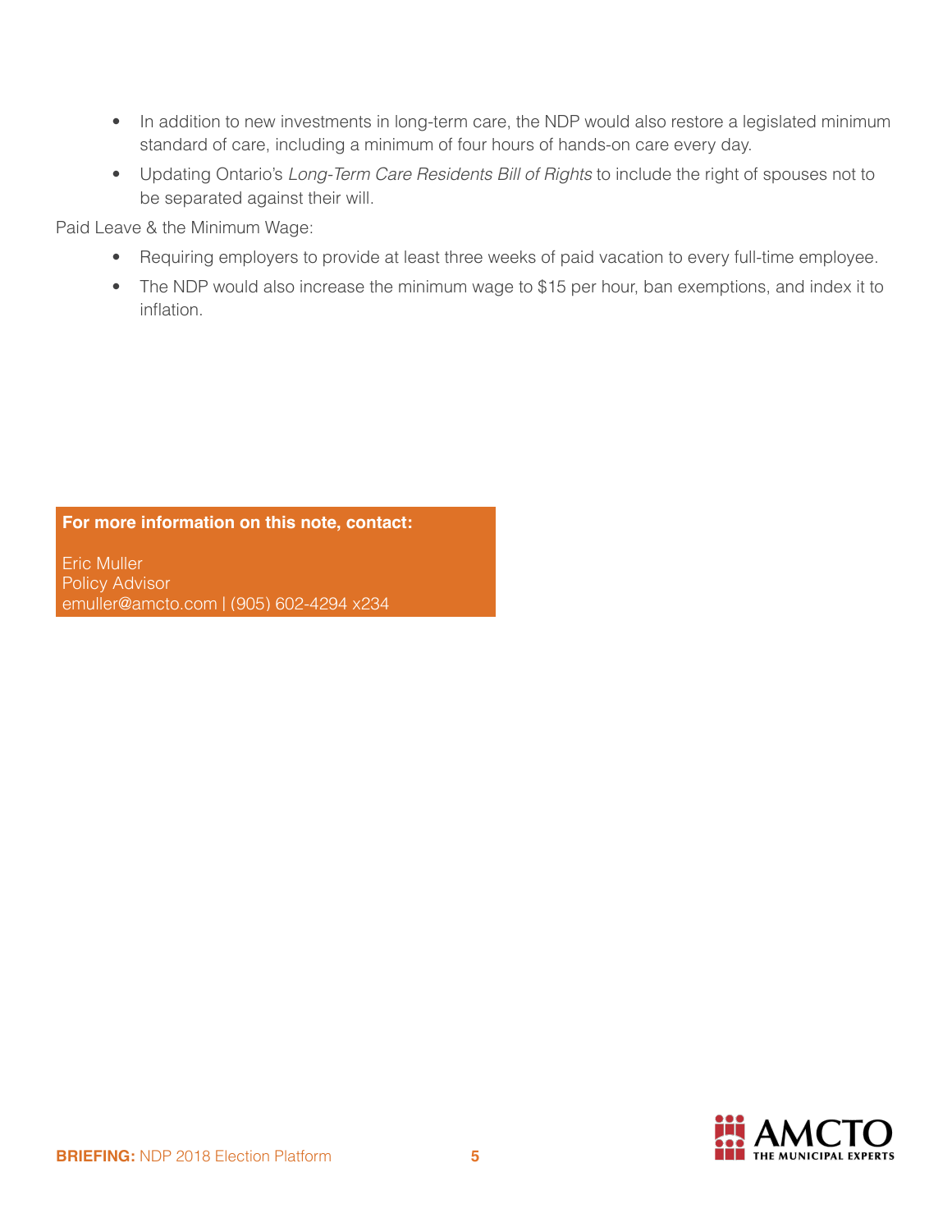- In addition to new investments in long-term care, the NDP would also restore a legislated minimum standard of care, including a minimum of four hours of hands-on care every day.
- Updating Ontario's *Long-Term Care Residents Bill of Rights* to include the right of spouses not to be separated against their will.

Paid Leave & the Minimum Wage:

- Requiring employers to provide at least three weeks of paid vacation to every full-time employee.
- The NDP would also increase the minimum wage to $15 per hour, ban exemptions, and index it to inflation.

**For more information on this note, contact:**

Eric Muller
Policy Advisor
emuller@amcto.com | (905) 602-4294 x234